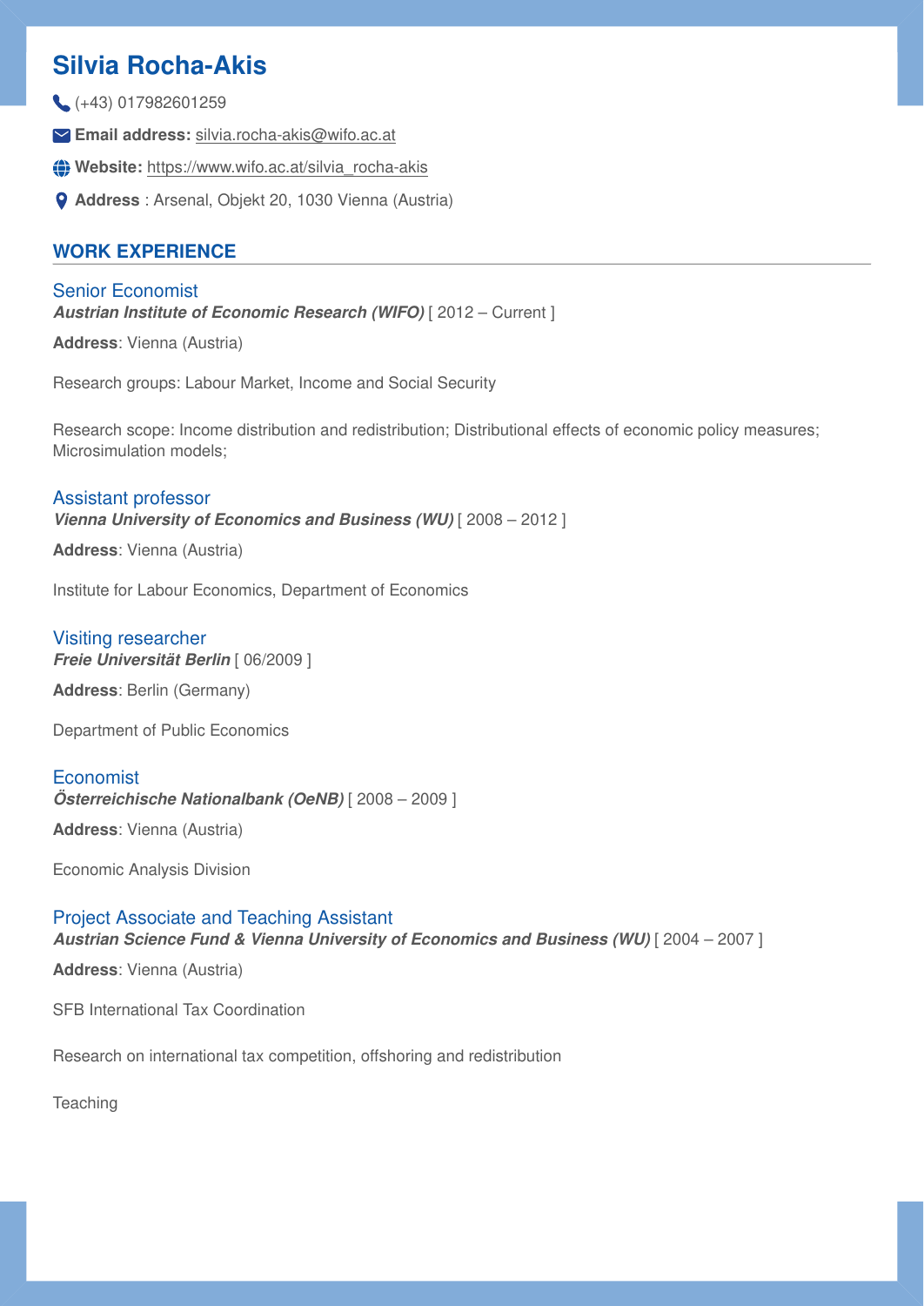# Silvia Rocha-Akis

(+43) 017982601259

**Email address:** silvia.rocha-akis@wifo.ac.at

**Website:** https://www.wifo.ac.at/silvia_rocha-akis

**Address** : Arsenal, Objekt 20, 1030 Vienna (Austria)

## WORK EXPERIENCE

### Senior Economist

***Austrian Institute of Economic Research (WIFO)*** [ 2012 – Current ]

**Address**: Vienna (Austria)

Research groups: Labour Market, Income and Social Security

Research scope: Income distribution and redistribution; Distributional effects of economic policy measures; Microsimulation models;

### Assistant professor

***Vienna University of Economics and Business (WU)*** [ 2008 – 2012 ]

**Address**: Vienna (Austria)

Institute for Labour Economics, Department of Economics

### Visiting researcher

***Freie Universität Berlin*** [ 06/2009 ]

**Address**: Berlin (Germany)

Department of Public Economics

### Economist

***Österreichische Nationalbank (OeNB)*** [ 2008 – 2009 ]

**Address**: Vienna (Austria)

Economic Analysis Division

### Project Associate and Teaching Assistant

***Austrian Science Fund & Vienna University of Economics and Business (WU)*** [ 2004 – 2007 ]

**Address**: Vienna (Austria)

SFB International Tax Coordination

Research on international tax competition, offshoring and redistribution

Teaching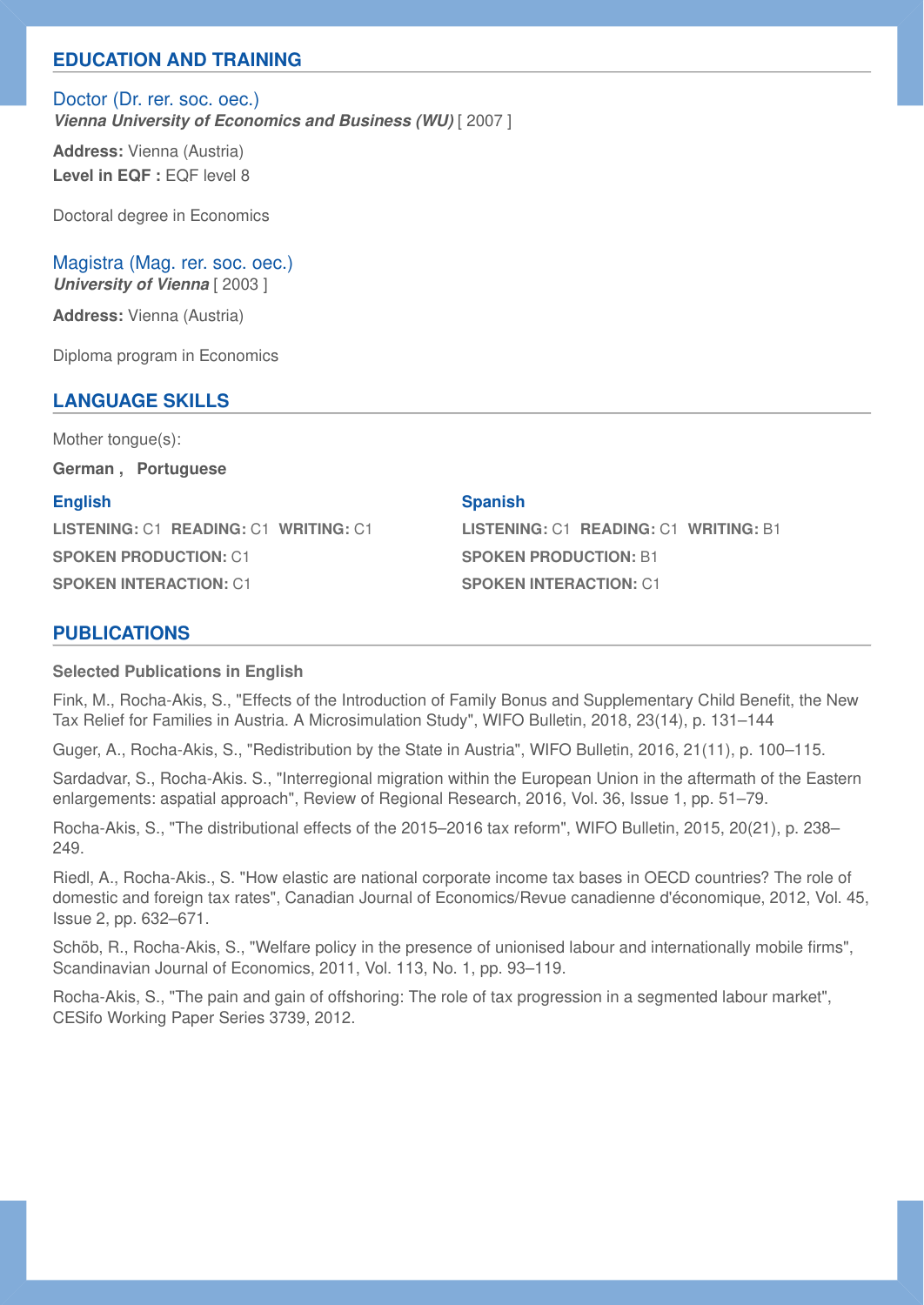## EDUCATION AND TRAINING

### Doctor (Dr. rer. soc. oec.)

***Vienna University of Economics and Business (WU)*** [ 2007 ]

**Address:** Vienna (Austria)
**Level in EQF :** EQF level 8

Doctoral degree in Economics

### Magistra (Mag. rer. soc. oec.)

***University of Vienna*** [ 2003 ]

**Address:** Vienna (Austria)

Diploma program in Economics

## LANGUAGE SKILLS

Mother tongue(s):

**German , Portuguese**

**English**

**LISTENING:** C1 **READING:** C1 **WRITING:** C1

**SPOKEN PRODUCTION:** C1

**SPOKEN INTERACTION:** C1

**Spanish**

**LISTENING:** C1 **READING:** C1 **WRITING:** B1

**SPOKEN PRODUCTION:** B1

**SPOKEN INTERACTION:** C1

## PUBLICATIONS

**Selected Publications in English**

Fink, M., Rocha-Akis, S., "Effects of the Introduction of Family Bonus and Supplementary Child Benefit, the New Tax Relief for Families in Austria. A Microsimulation Study", WIFO Bulletin, 2018, 23(14), p. 131–144

Guger, A., Rocha-Akis, S., "Redistribution by the State in Austria", WIFO Bulletin, 2016, 21(11), p. 100–115.

Sardadvar, S., Rocha-Akis. S., "Interregional migration within the European Union in the aftermath of the Eastern enlargements: aspatial approach", Review of Regional Research, 2016, Vol. 36, Issue 1, pp. 51–79.

Rocha-Akis, S., "The distributional effects of the 2015–2016 tax reform", WIFO Bulletin, 2015, 20(21), p. 238–249.

Riedl, A., Rocha-Akis., S. "How elastic are national corporate income tax bases in OECD countries? The role of domestic and foreign tax rates", Canadian Journal of Economics/Revue canadienne d'économique, 2012, Vol. 45, Issue 2, pp. 632–671.

Schöb, R., Rocha-Akis, S., "Welfare policy in the presence of unionised labour and internationally mobile firms", Scandinavian Journal of Economics, 2011, Vol. 113, No. 1, pp. 93–119.

Rocha-Akis, S., "The pain and gain of offshoring: The role of tax progression in a segmented labour market", CESifo Working Paper Series 3739, 2012.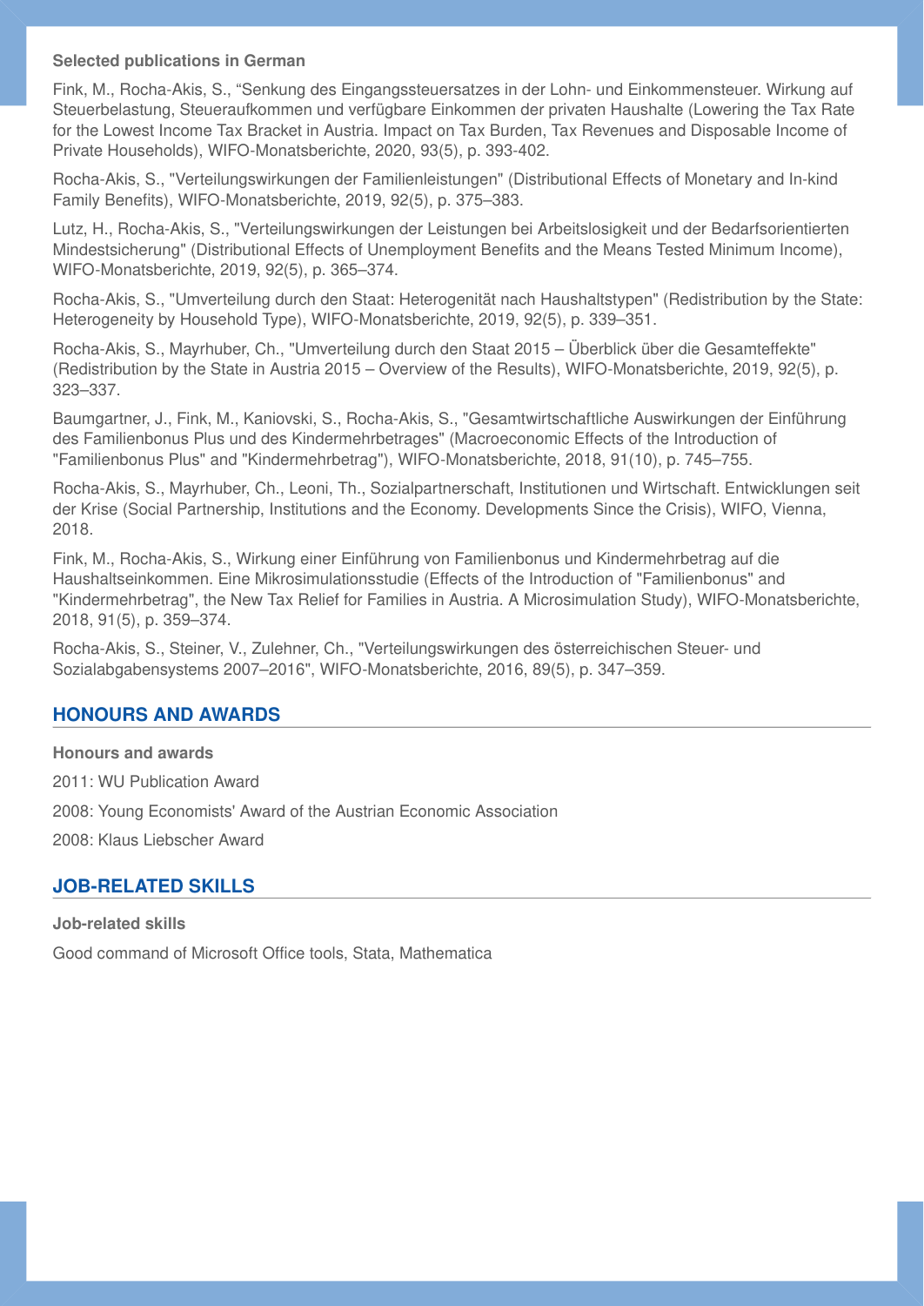**Selected publications in German**

Fink, M., Rocha-Akis, S., “Senkung des Eingangssteuersatzes in der Lohn- und Einkommensteuer. Wirkung auf Steuerbelastung, Steueraufkommen und verfügbare Einkommen der privaten Haushalte (Lowering the Tax Rate for the Lowest Income Tax Bracket in Austria. Impact on Tax Burden, Tax Revenues and Disposable Income of Private Households), WIFO-Monatsberichte, 2020, 93(5), p. 393-402.

Rocha-Akis, S., "Verteilungswirkungen der Familienleistungen" (Distributional Effects of Monetary and In-kind Family Benefits), WIFO-Monatsberichte, 2019, 92(5), p. 375–383.

Lutz, H., Rocha-Akis, S., "Verteilungswirkungen der Leistungen bei Arbeitslosigkeit und der Bedarfsorientierten Mindestsicherung" (Distributional Effects of Unemployment Benefits and the Means Tested Minimum Income), WIFO-Monatsberichte, 2019, 92(5), p. 365–374.

Rocha-Akis, S., "Umverteilung durch den Staat: Heterogenität nach Haushaltstypen" (Redistribution by the State: Heterogeneity by Household Type), WIFO-Monatsberichte, 2019, 92(5), p. 339–351.

Rocha-Akis, S., Mayrhuber, Ch., "Umverteilung durch den Staat 2015 – Überblick über die Gesamteffekte" (Redistribution by the State in Austria 2015 – Overview of the Results), WIFO-Monatsberichte, 2019, 92(5), p. 323–337.

Baumgartner, J., Fink, M., Kaniovski, S., Rocha-Akis, S., "Gesamtwirtschaftliche Auswirkungen der Einführung des Familienbonus Plus und des Kindermehrbetrages" (Macroeconomic Effects of the Introduction of "Familienbonus Plus" and "Kindermehrbetrag"), WIFO-Monatsberichte, 2018, 91(10), p. 745–755.

Rocha-Akis, S., Mayrhuber, Ch., Leoni, Th., Sozialpartnerschaft, Institutionen und Wirtschaft. Entwicklungen seit der Krise (Social Partnership, Institutions and the Economy. Developments Since the Crisis), WIFO, Vienna, 2018.

Fink, M., Rocha-Akis, S., Wirkung einer Einführung von Familienbonus und Kindermehrbetrag auf die Haushaltseinkommen. Eine Mikrosimulationsstudie (Effects of the Introduction of "Familienbonus" and "Kindermehrbetrag", the New Tax Relief for Families in Austria. A Microsimulation Study), WIFO-Monatsberichte, 2018, 91(5), p. 359–374.

Rocha-Akis, S., Steiner, V., Zulehner, Ch., "Verteilungswirkungen des österreichischen Steuer- und Sozialabgabensystems 2007–2016", WIFO-Monatsberichte, 2016, 89(5), p. 347–359.

## HONOURS AND AWARDS

**Honours and awards**

2011: WU Publication Award

2008: Young Economists' Award of the Austrian Economic Association

2008: Klaus Liebscher Award

## JOB-RELATED SKILLS

**Job-related skills**

Good command of Microsoft Office tools, Stata, Mathematica